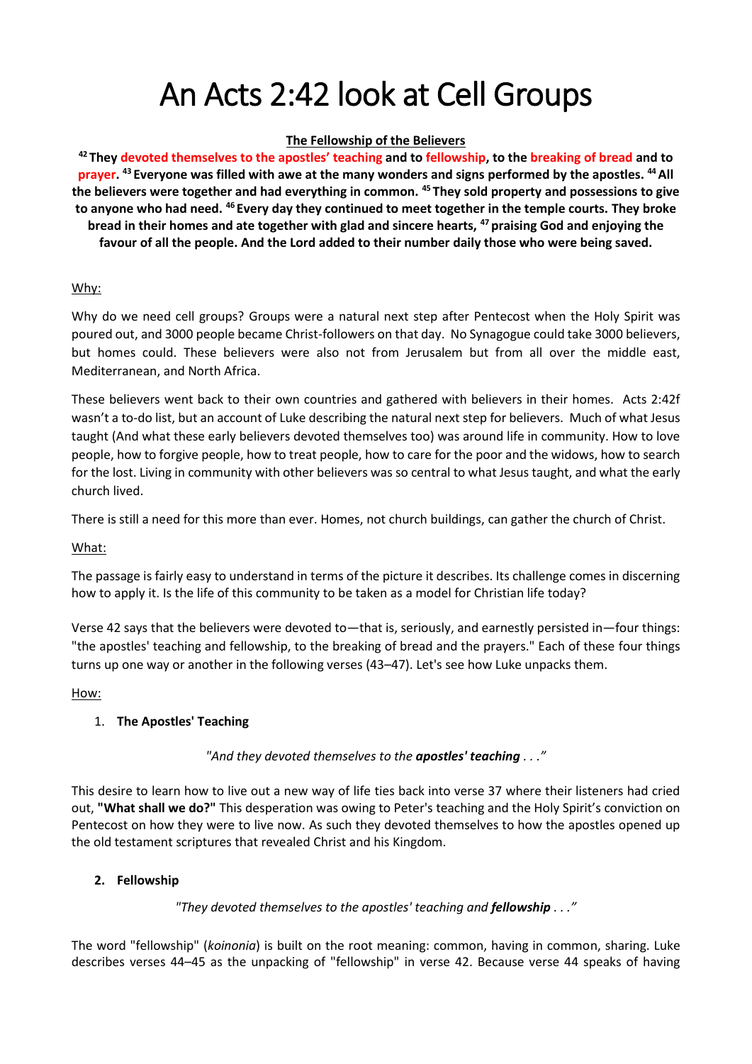# An Acts 2:42 look at Cell Groups

**<u>The Fellowship of the Believers</u>**

**[42] They devoted themselves to the apostles' teaching and to fellowship, to the breaking of bread and to prayer. [43] Everyone was filled with awe at the many wonders and signs performed by the apostles. [44] All the believers were together and had everything in common. [45] They sold property and possessions to give to anyone who had need. [46] Every day they continued to meet together in the temple courts. They broke bread in their homes and ate together with glad and sincere hearts, [47] praising God and enjoying the favour of all the people. And the Lord added to their number daily those who were being saved.**

<u>Why:</u>

Why do we need cell groups? Groups were a natural next step after Pentecost when the Holy Spirit was poured out, and 3000 people became Christ-followers on that day. No Synagogue could take 3000 believers, but homes could. These believers were also not from Jerusalem but from all over the middle east, Mediterranean, and North Africa.

These believers went back to their own countries and gathered with believers in their homes. Acts 2:42f wasn't a to-do list, but an account of Luke describing the natural next step for believers. Much of what Jesus taught (And what these early believers devoted themselves too) was around life in community. How to love people, how to forgive people, how to treat people, how to care for the poor and the widows, how to search for the lost. Living in community with other believers was so central to what Jesus taught, and what the early church lived.

There is still a need for this more than ever. Homes, not church buildings, can gather the church of Christ.

<u>What:</u>

The passage is fairly easy to understand in terms of the picture it describes. Its challenge comes in discerning how to apply it. Is the life of this community to be taken as a model for Christian life today?

Verse 42 says that the believers were devoted to—that is, seriously, and earnestly persisted in—four things: "the apostles' teaching and fellowship, to the breaking of bread and the prayers." Each of these four things turns up one way or another in the following verses (43–47). Let's see how Luke unpacks them.

<u>How:</u>

1. **The Apostles' Teaching**

*"And they devoted themselves to the* ***apostles' teaching*** *. . ."*

This desire to learn how to live out a new way of life ties back into verse 37 where their listeners had cried out, **"What shall we do?"** This desperation was owing to Peter's teaching and the Holy Spirit's conviction on Pentecost on how they were to live now. As such they devoted themselves to how the apostles opened up the old testament scriptures that revealed Christ and his Kingdom.

2. **Fellowship**

*"They devoted themselves to the apostles' teaching and* ***fellowship*** *. . ."*

The word "fellowship" (*koinonia*) is built on the root meaning: common, having in common, sharing. Luke describes verses 44–45 as the unpacking of "fellowship" in verse 42. Because verse 44 speaks of having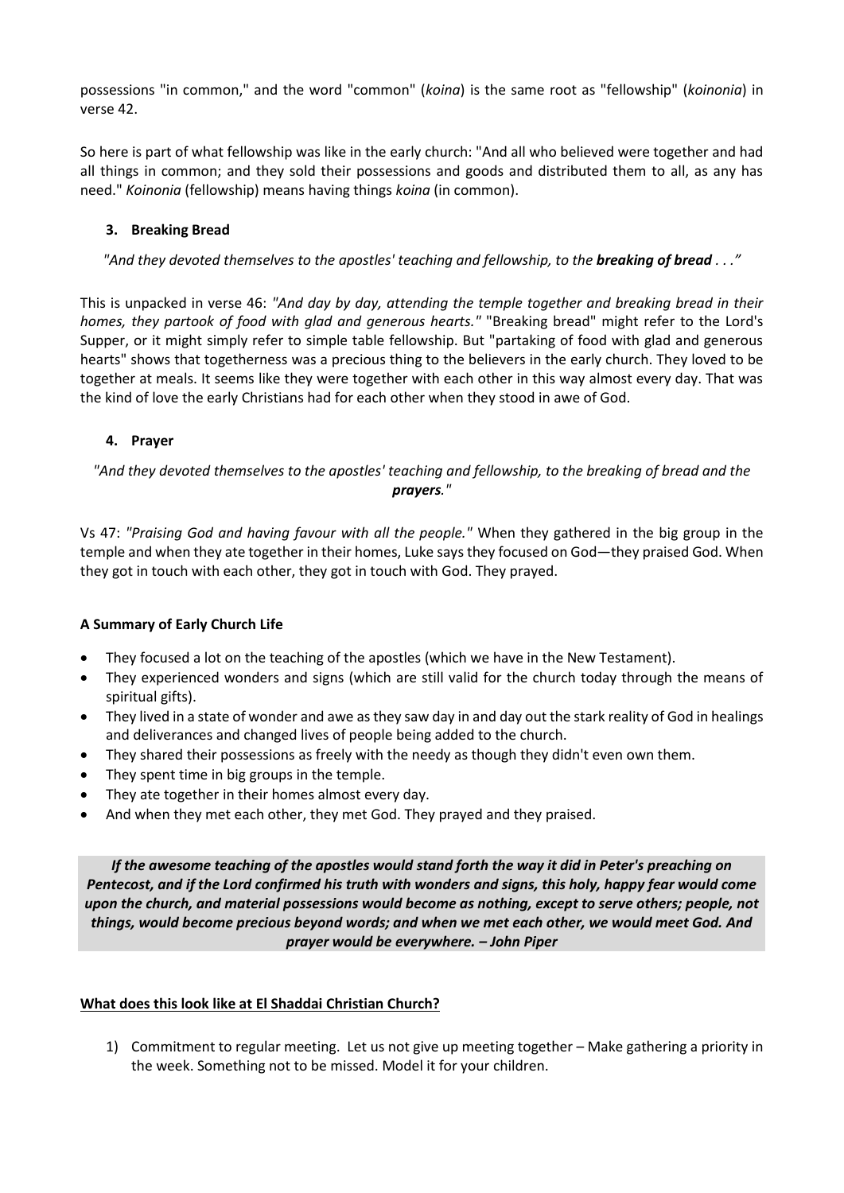possessions "in common," and the word "common" (*koina*) is the same root as "fellowship" (*koinonia*) in verse 42.

So here is part of what fellowship was like in the early church: "And all who believed were together and had all things in common; and they sold their possessions and goods and distributed them to all, as any has need." *Koinonia* (fellowship) means having things *koina* (in common).

### 3. Breaking Bread

*"And they devoted themselves to the apostles' teaching and fellowship, to the* ***breaking of bread*** *. . ."*

This is unpacked in verse 46: *"And day by day, attending the temple together and breaking bread in their homes, they partook of food with glad and generous hearts."* "Breaking bread" might refer to the Lord's Supper, or it might simply refer to simple table fellowship. But "partaking of food with glad and generous hearts" shows that togetherness was a precious thing to the believers in the early church. They loved to be together at meals. It seems like they were together with each other in this way almost every day. That was the kind of love the early Christians had for each other when they stood in awe of God.

### 4. Prayer

*"And they devoted themselves to the apostles' teaching and fellowship, to the breaking of bread and the* ***prayers****."*

Vs 47: *"Praising God and having favour with all the people."* When they gathered in the big group in the temple and when they ate together in their homes, Luke says they focused on God—they praised God. When they got in touch with each other, they got in touch with God. They prayed.

**A Summary of Early Church Life**

- They focused a lot on the teaching of the apostles (which we have in the New Testament).
- They experienced wonders and signs (which are still valid for the church today through the means of spiritual gifts).
- They lived in a state of wonder and awe as they saw day in and day out the stark reality of God in healings and deliverances and changed lives of people being added to the church.
- They shared their possessions as freely with the needy as though they didn't even own them.
- They spent time in big groups in the temple.
- They ate together in their homes almost every day.
- And when they met each other, they met God. They prayed and they praised.

***If the awesome teaching of the apostles would stand forth the way it did in Peter's preaching on Pentecost, and if the Lord confirmed his truth with wonders and signs, this holy, happy fear would come upon the church, and material possessions would become as nothing, except to serve others; people, not things, would become precious beyond words; and when we met each other, we would meet God. And prayer would be everywhere. – John Piper***

**What does this look like at El Shaddai Christian Church?**

1) Commitment to regular meeting. Let us not give up meeting together – Make gathering a priority in the week. Something not to be missed. Model it for your children.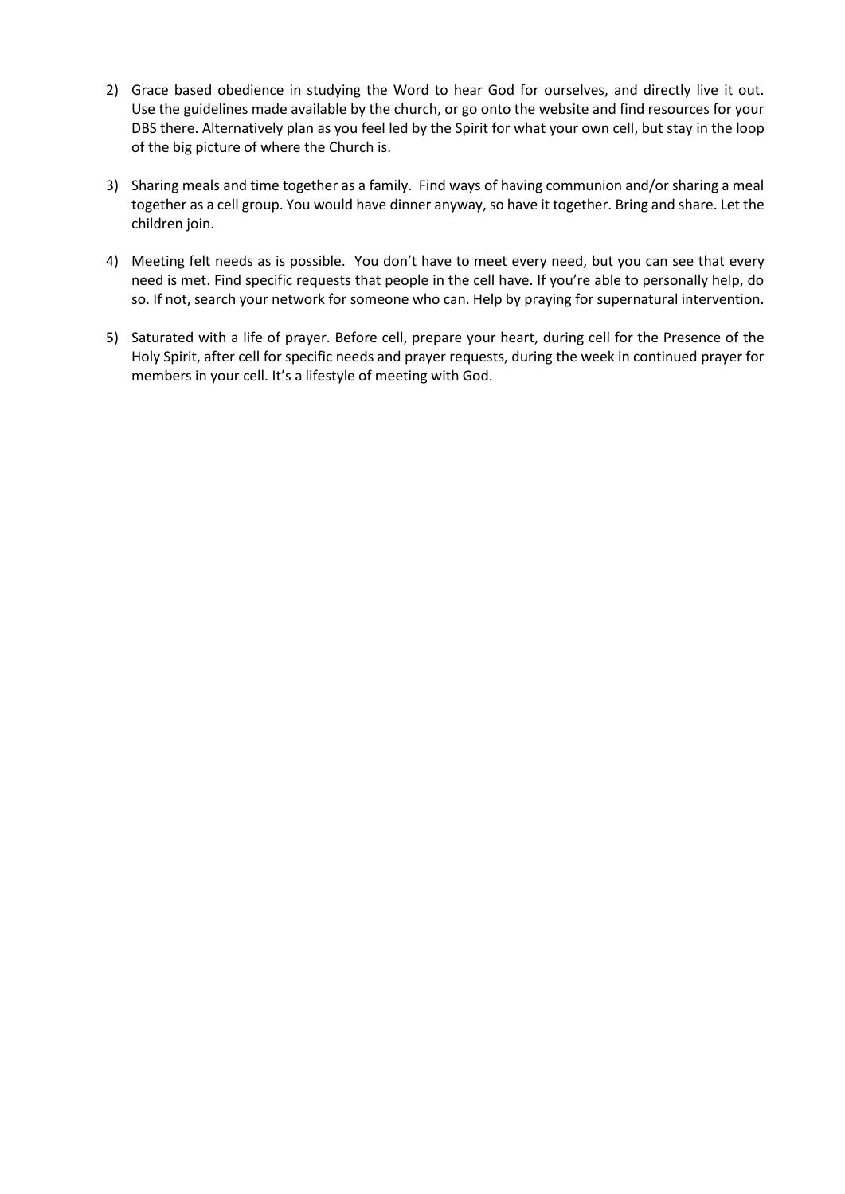2) Grace based obedience in studying the Word to hear God for ourselves, and directly live it out. Use the guidelines made available by the church, or go onto the website and find resources for your DBS there. Alternatively plan as you feel led by the Spirit for what your own cell, but stay in the loop of the big picture of where the Church is.

3) Sharing meals and time together as a family. Find ways of having communion and/or sharing a meal together as a cell group. You would have dinner anyway, so have it together. Bring and share. Let the children join.

4) Meeting felt needs as is possible. You don't have to meet every need, but you can see that every need is met. Find specific requests that people in the cell have. If you're able to personally help, do so. If not, search your network for someone who can. Help by praying for supernatural intervention.

5) Saturated with a life of prayer. Before cell, prepare your heart, during cell for the Presence of the Holy Spirit, after cell for specific needs and prayer requests, during the week in continued prayer for members in your cell. It's a lifestyle of meeting with God.